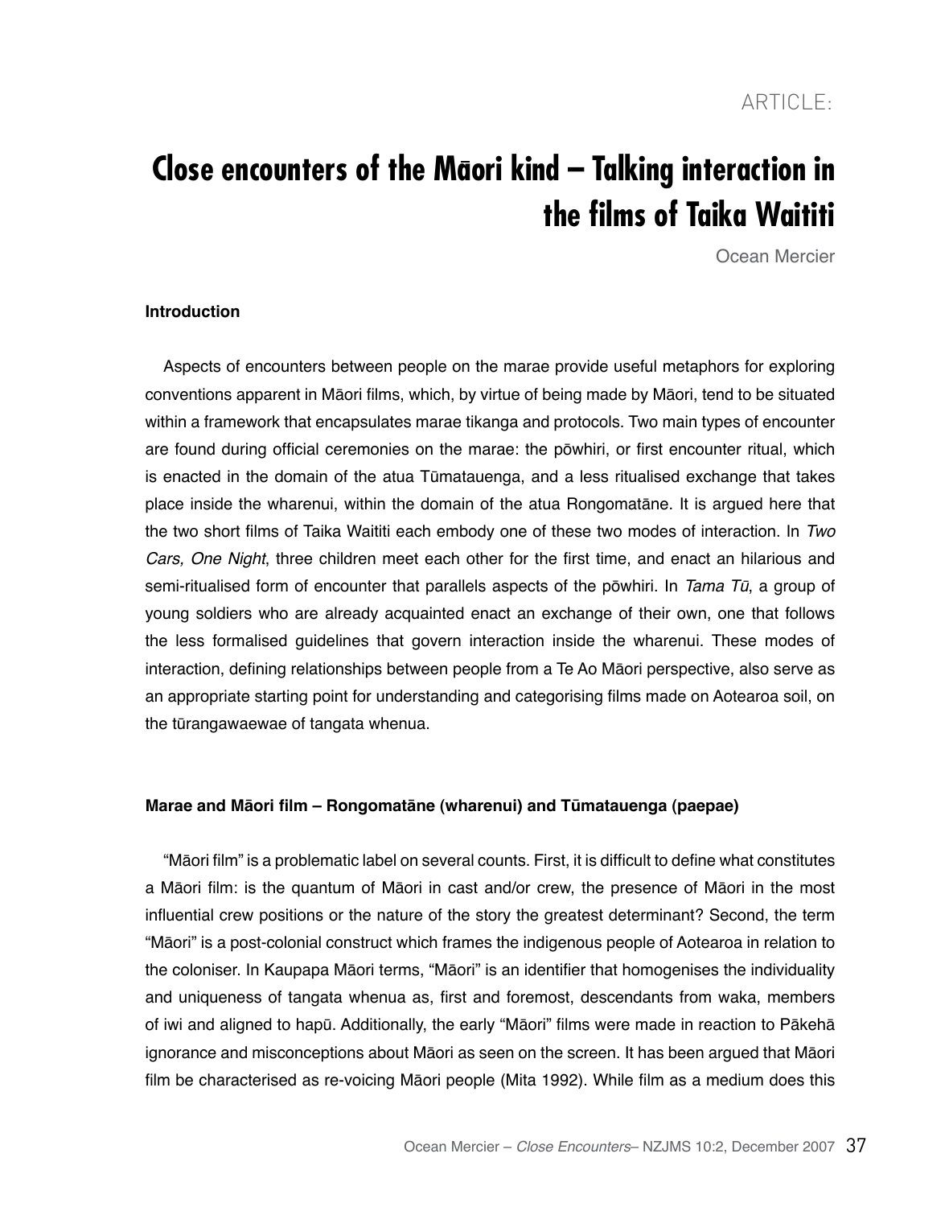ARTICLE:

# Close encounters of the Māori kind – Talking interaction in the films of Taika Waititi

Ocean Mercier

## Introduction

Aspects of encounters between people on the marae provide useful metaphors for exploring conventions apparent in Māori films, which, by virtue of being made by Māori, tend to be situated within a framework that encapsulates marae tikanga and protocols. Two main types of encounter are found during official ceremonies on the marae: the pōwhiri, or first encounter ritual, which is enacted in the domain of the atua Tūmatauenga, and a less ritualised exchange that takes place inside the wharenui, within the domain of the atua Rongomatāne. It is argued here that the two short films of Taika Waititi each embody one of these two modes of interaction. In *Two Cars, One Night*, three children meet each other for the first time, and enact an hilarious and semi-ritualised form of encounter that parallels aspects of the pōwhiri. In *Tama Tū*, a group of young soldiers who are already acquainted enact an exchange of their own, one that follows the less formalised guidelines that govern interaction inside the wharenui. These modes of interaction, defining relationships between people from a Te Ao Māori perspective, also serve as an appropriate starting point for understanding and categorising films made on Aotearoa soil, on the tūrangawaewae of tangata whenua.

## Marae and Māori film – Rongomatāne (wharenui) and Tūmatauenga (paepae)

"Māori film" is a problematic label on several counts. First, it is difficult to define what constitutes a Māori film: is the quantum of Māori in cast and/or crew, the presence of Māori in the most influential crew positions or the nature of the story the greatest determinant? Second, the term "Māori" is a post-colonial construct which frames the indigenous people of Aotearoa in relation to the coloniser. In Kaupapa Māori terms, "Māori" is an identifier that homogenises the individuality and uniqueness of tangata whenua as, first and foremost, descendants from waka, members of iwi and aligned to hapū. Additionally, the early "Māori" films were made in reaction to Pākehā ignorance and misconceptions about Māori as seen on the screen. It has been argued that Māori film be characterised as re-voicing Māori people (Mita 1992). While film as a medium does this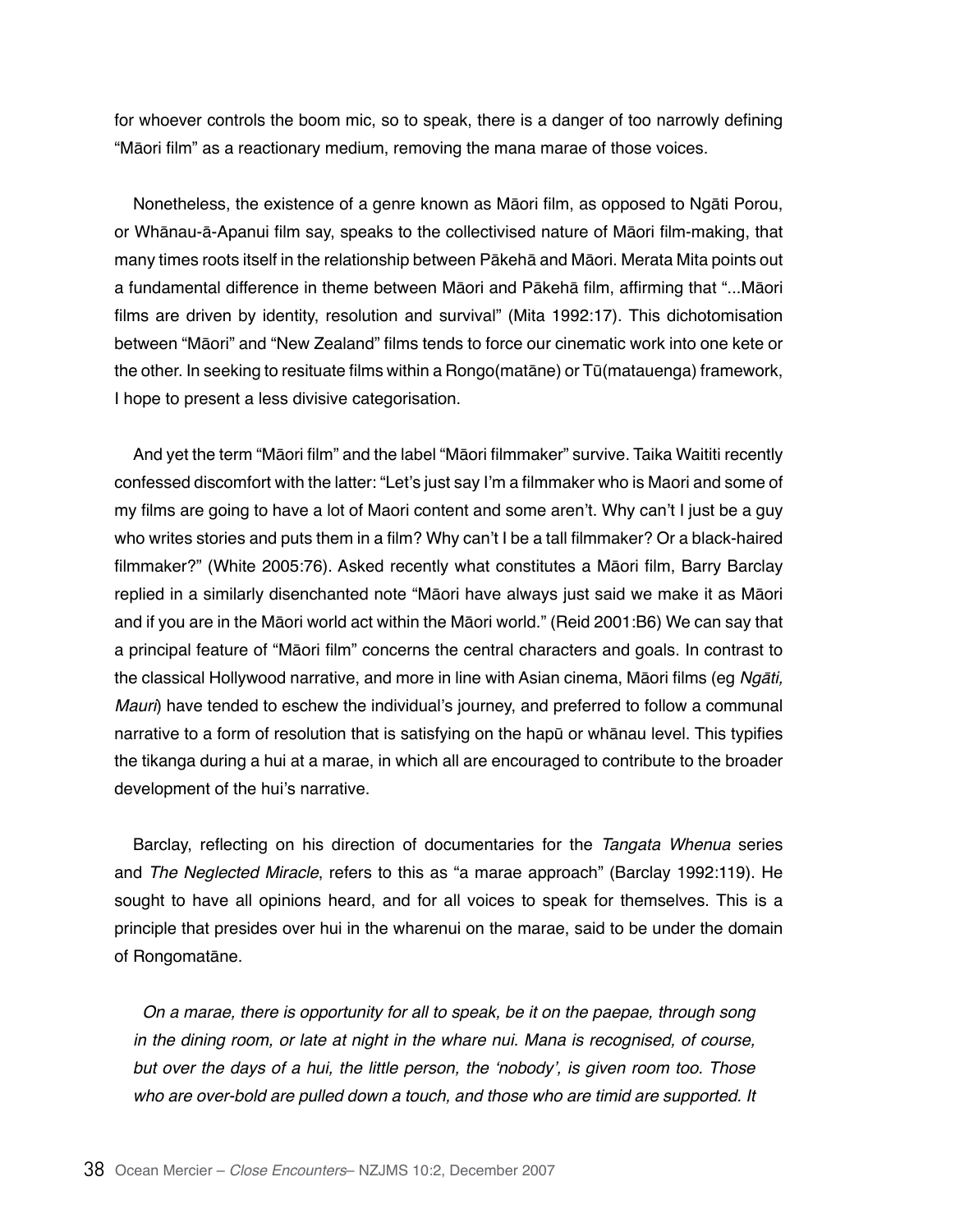for whoever controls the boom mic, so to speak, there is a danger of too narrowly defining "Māori film" as a reactionary medium, removing the mana marae of those voices.

Nonetheless, the existence of a genre known as Māori film, as opposed to Ngāti Porou, or Whānau-ā-Apanui film say, speaks to the collectivised nature of Māori film-making, that many times roots itself in the relationship between Pākehā and Māori. Merata Mita points out a fundamental difference in theme between Māori and Pākehā film, affirming that "...Māori films are driven by identity, resolution and survival" (Mita 1992:17). This dichotomisation between "Māori" and "New Zealand" films tends to force our cinematic work into one kete or the other. In seeking to resituate films within a Rongo(matāne) or Tū(matauenga) framework, I hope to present a less divisive categorisation.

And yet the term "Māori film" and the label "Māori filmmaker" survive. Taika Waititi recently confessed discomfort with the latter: "Let's just say I'm a filmmaker who is Maori and some of my films are going to have a lot of Maori content and some aren't. Why can't I just be a guy who writes stories and puts them in a film? Why can't I be a tall filmmaker? Or a black-haired filmmaker?" (White 2005:76). Asked recently what constitutes a Māori film, Barry Barclay replied in a similarly disenchanted note "Māori have always just said we make it as Māori and if you are in the Māori world act within the Māori world." (Reid 2001:B6) We can say that a principal feature of "Māori film" concerns the central characters and goals. In contrast to the classical Hollywood narrative, and more in line with Asian cinema, Māori films (eg *Ngāti, Mauri*) have tended to eschew the individual's journey, and preferred to follow a communal narrative to a form of resolution that is satisfying on the hapū or whānau level. This typifies the tikanga during a hui at a marae, in which all are encouraged to contribute to the broader development of the hui's narrative.

Barclay, reflecting on his direction of documentaries for the *Tangata Whenua* series and *The Neglected Miracle*, refers to this as "a marae approach" (Barclay 1992:119). He sought to have all opinions heard, and for all voices to speak for themselves. This is a principle that presides over hui in the wharenui on the marae, said to be under the domain of Rongomatāne.

> *On a marae, there is opportunity for all to speak, be it on the paepae, through song in the dining room, or late at night in the whare nui. Mana is recognised, of course, but over the days of a hui, the little person, the 'nobody', is given room too. Those who are over-bold are pulled down a touch, and those who are timid are supported. It*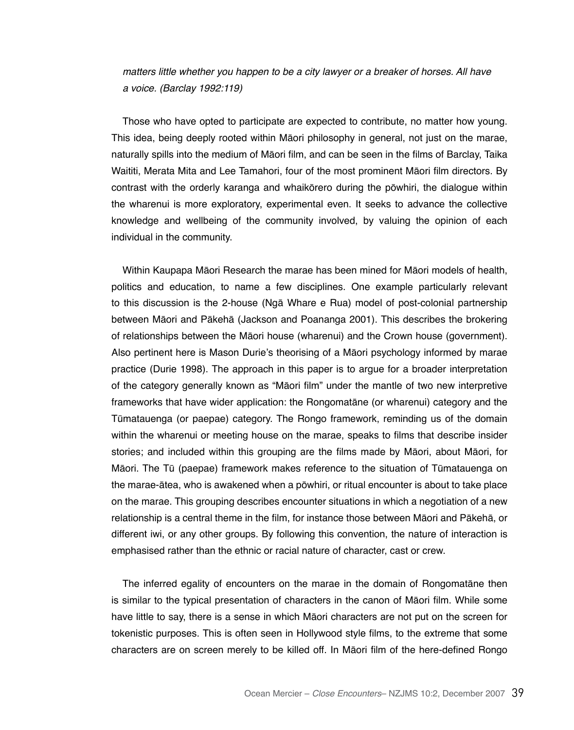*matters little whether you happen to be a city lawyer or a breaker of horses. All have a voice. (Barclay 1992:119)*

Those who have opted to participate are expected to contribute, no matter how young. This idea, being deeply rooted within Māori philosophy in general, not just on the marae, naturally spills into the medium of Māori film, and can be seen in the films of Barclay, Taika Waititi, Merata Mita and Lee Tamahori, four of the most prominent Māori film directors. By contrast with the orderly karanga and whaikōrero during the pōwhiri, the dialogue within the wharenui is more exploratory, experimental even. It seeks to advance the collective knowledge and wellbeing of the community involved, by valuing the opinion of each individual in the community.

Within Kaupapa Māori Research the marae has been mined for Māori models of health, politics and education, to name a few disciplines. One example particularly relevant to this discussion is the 2-house (Ngā Whare e Rua) model of post-colonial partnership between Māori and Pākehā (Jackson and Poananga 2001). This describes the brokering of relationships between the Māori house (wharenui) and the Crown house (government). Also pertinent here is Mason Durie's theorising of a Māori psychology informed by marae practice (Durie 1998). The approach in this paper is to argue for a broader interpretation of the category generally known as "Māori film" under the mantle of two new interpretive frameworks that have wider application: the Rongomatāne (or wharenui) category and the Tūmatauenga (or paepae) category. The Rongo framework, reminding us of the domain within the wharenui or meeting house on the marae, speaks to films that describe insider stories; and included within this grouping are the films made by Māori, about Māori, for Māori. The Tū (paepae) framework makes reference to the situation of Tūmatauenga on the marae-ātea, who is awakened when a pōwhiri, or ritual encounter is about to take place on the marae. This grouping describes encounter situations in which a negotiation of a new relationship is a central theme in the film, for instance those between Māori and Pākehā, or different iwi, or any other groups. By following this convention, the nature of interaction is emphasised rather than the ethnic or racial nature of character, cast or crew.

The inferred egality of encounters on the marae in the domain of Rongomatāne then is similar to the typical presentation of characters in the canon of Māori film. While some have little to say, there is a sense in which Māori characters are not put on the screen for tokenistic purposes. This is often seen in Hollywood style films, to the extreme that some characters are on screen merely to be killed off. In Māori film of the here-defined Rongo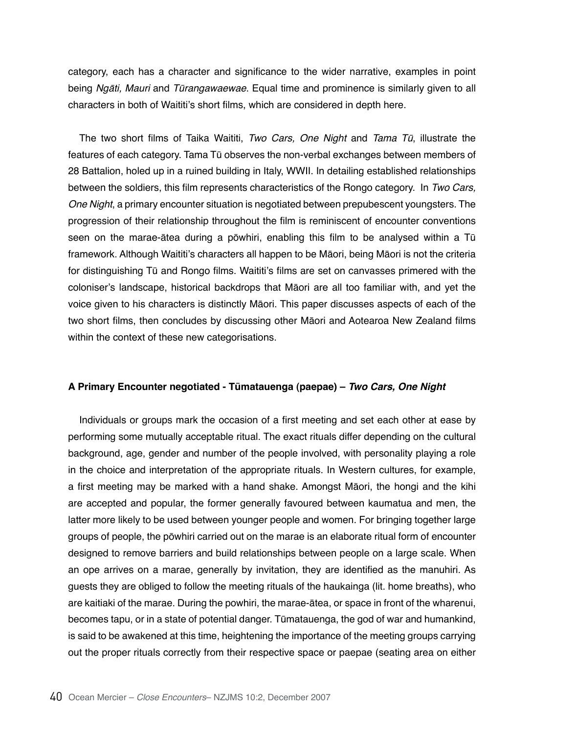category, each has a character and significance to the wider narrative, examples in point being *Ngāti, Mauri* and *Tūrangawaewae*. Equal time and prominence is similarly given to all characters in both of Waititi's short films, which are considered in depth here.

The two short films of Taika Waititi, *Two Cars, One Night* and *Tama Tū*, illustrate the features of each category. Tama Tū observes the non-verbal exchanges between members of 28 Battalion, holed up in a ruined building in Italy, WWII. In detailing established relationships between the soldiers, this film represents characteristics of the Rongo category. In *Two Cars, One Night*, a primary encounter situation is negotiated between prepubescent youngsters. The progression of their relationship throughout the film is reminiscent of encounter conventions seen on the marae-ātea during a pōwhiri, enabling this film to be analysed within a Tū framework. Although Waititi's characters all happen to be Māori, being Māori is not the criteria for distinguishing Tū and Rongo films. Waititi's films are set on canvasses primered with the coloniser's landscape, historical backdrops that Māori are all too familiar with, and yet the voice given to his characters is distinctly Māori. This paper discusses aspects of each of the two short films, then concludes by discussing other Māori and Aotearoa New Zealand films within the context of these new categorisations.

### A Primary Encounter negotiated - Tūmatauenga (paepae) – *Two Cars, One Night*

Individuals or groups mark the occasion of a first meeting and set each other at ease by performing some mutually acceptable ritual. The exact rituals differ depending on the cultural background, age, gender and number of the people involved, with personality playing a role in the choice and interpretation of the appropriate rituals. In Western cultures, for example, a first meeting may be marked with a hand shake. Amongst Māori, the hongi and the kihi are accepted and popular, the former generally favoured between kaumatua and men, the latter more likely to be used between younger people and women. For bringing together large groups of people, the pōwhiri carried out on the marae is an elaborate ritual form of encounter designed to remove barriers and build relationships between people on a large scale. When an ope arrives on a marae, generally by invitation, they are identified as the manuhiri. As guests they are obliged to follow the meeting rituals of the haukainga (lit. home breaths), who are kaitiaki of the marae. During the powhiri, the marae-ātea, or space in front of the wharenui, becomes tapu, or in a state of potential danger. Tūmatauenga, the god of war and humankind, is said to be awakened at this time, heightening the importance of the meeting groups carrying out the proper rituals correctly from their respective space or paepae (seating area on either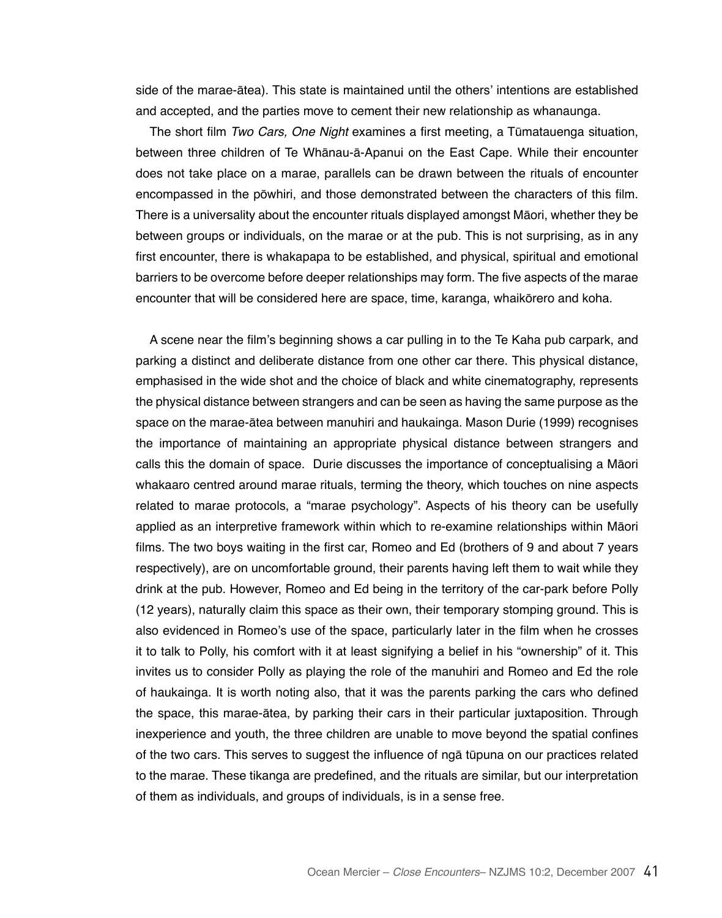side of the marae-ātea). This state is maintained until the others' intentions are established and accepted, and the parties move to cement their new relationship as whanaunga.

The short film *Two Cars, One Night* examines a first meeting, a Tūmatauenga situation, between three children of Te Whānau-ā-Apanui on the East Cape. While their encounter does not take place on a marae, parallels can be drawn between the rituals of encounter encompassed in the pōwhiri, and those demonstrated between the characters of this film. There is a universality about the encounter rituals displayed amongst Māori, whether they be between groups or individuals, on the marae or at the pub. This is not surprising, as in any first encounter, there is whakapapa to be established, and physical, spiritual and emotional barriers to be overcome before deeper relationships may form. The five aspects of the marae encounter that will be considered here are space, time, karanga, whaikōrero and koha.

A scene near the film's beginning shows a car pulling in to the Te Kaha pub carpark, and parking a distinct and deliberate distance from one other car there. This physical distance, emphasised in the wide shot and the choice of black and white cinematography, represents the physical distance between strangers and can be seen as having the same purpose as the space on the marae-ātea between manuhiri and haukainga. Mason Durie (1999) recognises the importance of maintaining an appropriate physical distance between strangers and calls this the domain of space. Durie discusses the importance of conceptualising a Māori whakaaro centred around marae rituals, terming the theory, which touches on nine aspects related to marae protocols, a "marae psychology". Aspects of his theory can be usefully applied as an interpretive framework within which to re-examine relationships within Māori films. The two boys waiting in the first car, Romeo and Ed (brothers of 9 and about 7 years respectively), are on uncomfortable ground, their parents having left them to wait while they drink at the pub. However, Romeo and Ed being in the territory of the car-park before Polly (12 years), naturally claim this space as their own, their temporary stomping ground. This is also evidenced in Romeo's use of the space, particularly later in the film when he crosses it to talk to Polly, his comfort with it at least signifying a belief in his "ownership" of it. This invites us to consider Polly as playing the role of the manuhiri and Romeo and Ed the role of haukainga. It is worth noting also, that it was the parents parking the cars who defined the space, this marae-ātea, by parking their cars in their particular juxtaposition. Through inexperience and youth, the three children are unable to move beyond the spatial confines of the two cars. This serves to suggest the influence of ngā tūpuna on our practices related to the marae. These tikanga are predefined, and the rituals are similar, but our interpretation of them as individuals, and groups of individuals, is in a sense free.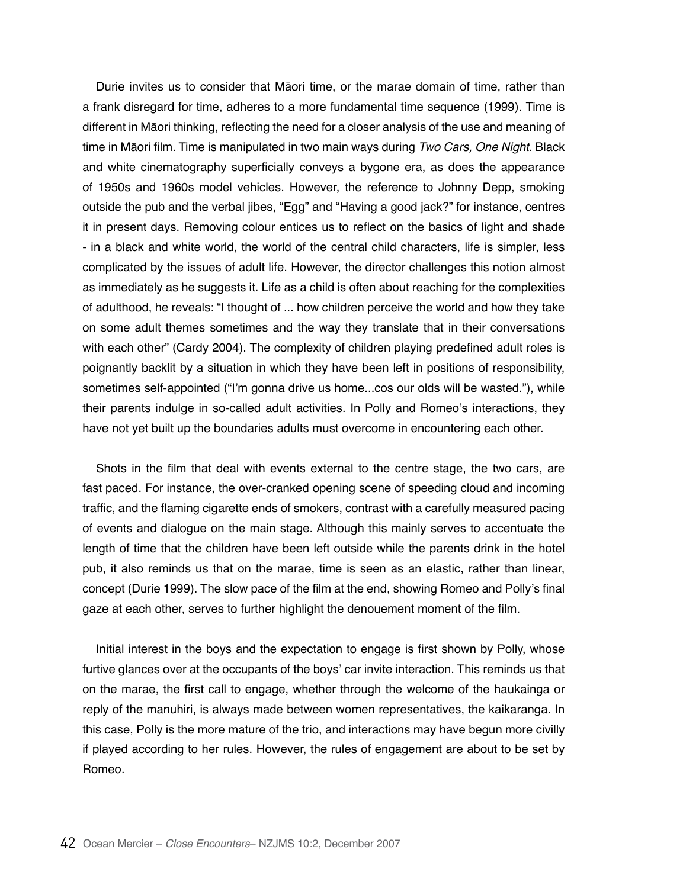Durie invites us to consider that Māori time, or the marae domain of time, rather than a frank disregard for time, adheres to a more fundamental time sequence (1999). Time is different in Māori thinking, reflecting the need for a closer analysis of the use and meaning of time in Māori film. Time is manipulated in two main ways during *Two Cars, One Night*. Black and white cinematography superficially conveys a bygone era, as does the appearance of 1950s and 1960s model vehicles. However, the reference to Johnny Depp, smoking outside the pub and the verbal jibes, "Egg" and "Having a good jack?" for instance, centres it in present days. Removing colour entices us to reflect on the basics of light and shade - in a black and white world, the world of the central child characters, life is simpler, less complicated by the issues of adult life. However, the director challenges this notion almost as immediately as he suggests it. Life as a child is often about reaching for the complexities of adulthood, he reveals: "I thought of ... how children perceive the world and how they take on some adult themes sometimes and the way they translate that in their conversations with each other" (Cardy 2004). The complexity of children playing predefined adult roles is poignantly backlit by a situation in which they have been left in positions of responsibility, sometimes self-appointed ("I'm gonna drive us home...cos our olds will be wasted."), while their parents indulge in so-called adult activities. In Polly and Romeo's interactions, they have not yet built up the boundaries adults must overcome in encountering each other.

Shots in the film that deal with events external to the centre stage, the two cars, are fast paced. For instance, the over-cranked opening scene of speeding cloud and incoming traffic, and the flaming cigarette ends of smokers, contrast with a carefully measured pacing of events and dialogue on the main stage. Although this mainly serves to accentuate the length of time that the children have been left outside while the parents drink in the hotel pub, it also reminds us that on the marae, time is seen as an elastic, rather than linear, concept (Durie 1999). The slow pace of the film at the end, showing Romeo and Polly's final gaze at each other, serves to further highlight the denouement moment of the film.

Initial interest in the boys and the expectation to engage is first shown by Polly, whose furtive glances over at the occupants of the boys' car invite interaction. This reminds us that on the marae, the first call to engage, whether through the welcome of the haukainga or reply of the manuhiri, is always made between women representatives, the kaikaranga. In this case, Polly is the more mature of the trio, and interactions may have begun more civilly if played according to her rules. However, the rules of engagement are about to be set by Romeo.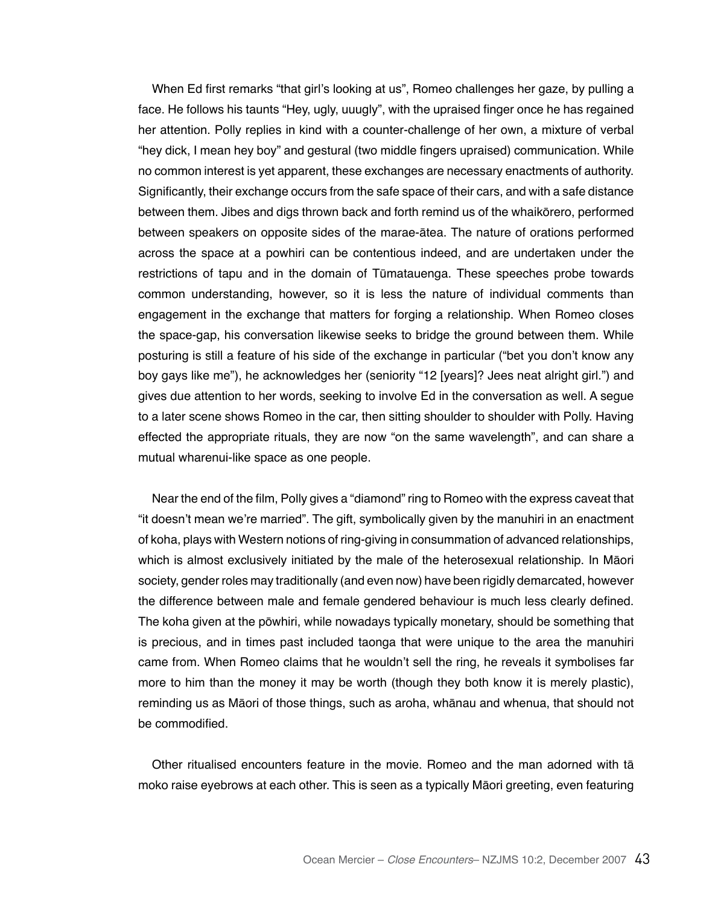When Ed first remarks "that girl's looking at us", Romeo challenges her gaze, by pulling a face. He follows his taunts "Hey, ugly, uuugly", with the upraised finger once he has regained her attention. Polly replies in kind with a counter-challenge of her own, a mixture of verbal "hey dick, I mean hey boy" and gestural (two middle fingers upraised) communication. While no common interest is yet apparent, these exchanges are necessary enactments of authority. Significantly, their exchange occurs from the safe space of their cars, and with a safe distance between them. Jibes and digs thrown back and forth remind us of the whaikōrero, performed between speakers on opposite sides of the marae-ātea. The nature of orations performed across the space at a powhiri can be contentious indeed, and are undertaken under the restrictions of tapu and in the domain of Tūmatauenga. These speeches probe towards common understanding, however, so it is less the nature of individual comments than engagement in the exchange that matters for forging a relationship. When Romeo closes the space-gap, his conversation likewise seeks to bridge the ground between them. While posturing is still a feature of his side of the exchange in particular ("bet you don't know any boy gays like me"), he acknowledges her (seniority "12 [years]? Jees neat alright girl.") and gives due attention to her words, seeking to involve Ed in the conversation as well. A segue to a later scene shows Romeo in the car, then sitting shoulder to shoulder with Polly. Having effected the appropriate rituals, they are now "on the same wavelength", and can share a mutual wharenui-like space as one people.

Near the end of the film, Polly gives a "diamond" ring to Romeo with the express caveat that "it doesn't mean we're married". The gift, symbolically given by the manuhiri in an enactment of koha, plays with Western notions of ring-giving in consummation of advanced relationships, which is almost exclusively initiated by the male of the heterosexual relationship. In Māori society, gender roles may traditionally (and even now) have been rigidly demarcated, however the difference between male and female gendered behaviour is much less clearly defined. The koha given at the pōwhiri, while nowadays typically monetary, should be something that is precious, and in times past included taonga that were unique to the area the manuhiri came from. When Romeo claims that he wouldn't sell the ring, he reveals it symbolises far more to him than the money it may be worth (though they both know it is merely plastic), reminding us as Māori of those things, such as aroha, whānau and whenua, that should not be commodified.

Other ritualised encounters feature in the movie. Romeo and the man adorned with tā moko raise eyebrows at each other. This is seen as a typically Māori greeting, even featuring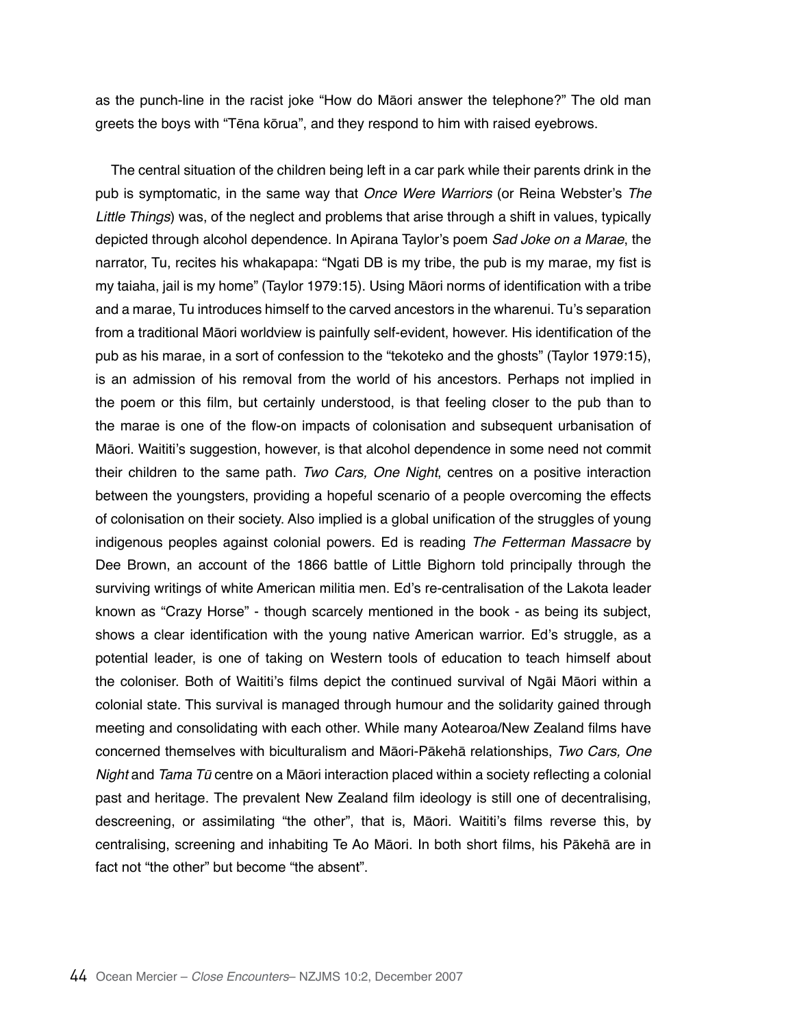as the punch-line in the racist joke "How do Māori answer the telephone?" The old man greets the boys with "Tēna kōrua", and they respond to him with raised eyebrows.

The central situation of the children being left in a car park while their parents drink in the pub is symptomatic, in the same way that *Once Were Warriors* (or Reina Webster's *The Little Things*) was, of the neglect and problems that arise through a shift in values, typically depicted through alcohol dependence. In Apirana Taylor's poem *Sad Joke on a Marae*, the narrator, Tu, recites his whakapapa: "Ngati DB is my tribe, the pub is my marae, my fist is my taiaha, jail is my home" (Taylor 1979:15). Using Māori norms of identification with a tribe and a marae, Tu introduces himself to the carved ancestors in the wharenui. Tu's separation from a traditional Māori worldview is painfully self-evident, however. His identification of the pub as his marae, in a sort of confession to the "tekoteko and the ghosts" (Taylor 1979:15), is an admission of his removal from the world of his ancestors. Perhaps not implied in the poem or this film, but certainly understood, is that feeling closer to the pub than to the marae is one of the flow-on impacts of colonisation and subsequent urbanisation of Māori. Waititi's suggestion, however, is that alcohol dependence in some need not commit their children to the same path. *Two Cars, One Night*, centres on a positive interaction between the youngsters, providing a hopeful scenario of a people overcoming the effects of colonisation on their society. Also implied is a global unification of the struggles of young indigenous peoples against colonial powers. Ed is reading *The Fetterman Massacre* by Dee Brown, an account of the 1866 battle of Little Bighorn told principally through the surviving writings of white American militia men. Ed's re-centralisation of the Lakota leader known as "Crazy Horse" - though scarcely mentioned in the book - as being its subject, shows a clear identification with the young native American warrior. Ed's struggle, as a potential leader, is one of taking on Western tools of education to teach himself about the coloniser. Both of Waititi's films depict the continued survival of Ngāi Māori within a colonial state. This survival is managed through humour and the solidarity gained through meeting and consolidating with each other. While many Aotearoa/New Zealand films have concerned themselves with biculturalism and Māori-Pākehā relationships, *Two Cars, One Night* and *Tama Tū* centre on a Māori interaction placed within a society reflecting a colonial past and heritage. The prevalent New Zealand film ideology is still one of decentralising, descreening, or assimilating "the other", that is, Māori. Waititi's films reverse this, by centralising, screening and inhabiting Te Ao Māori. In both short films, his Pākehā are in fact not "the other" but become "the absent".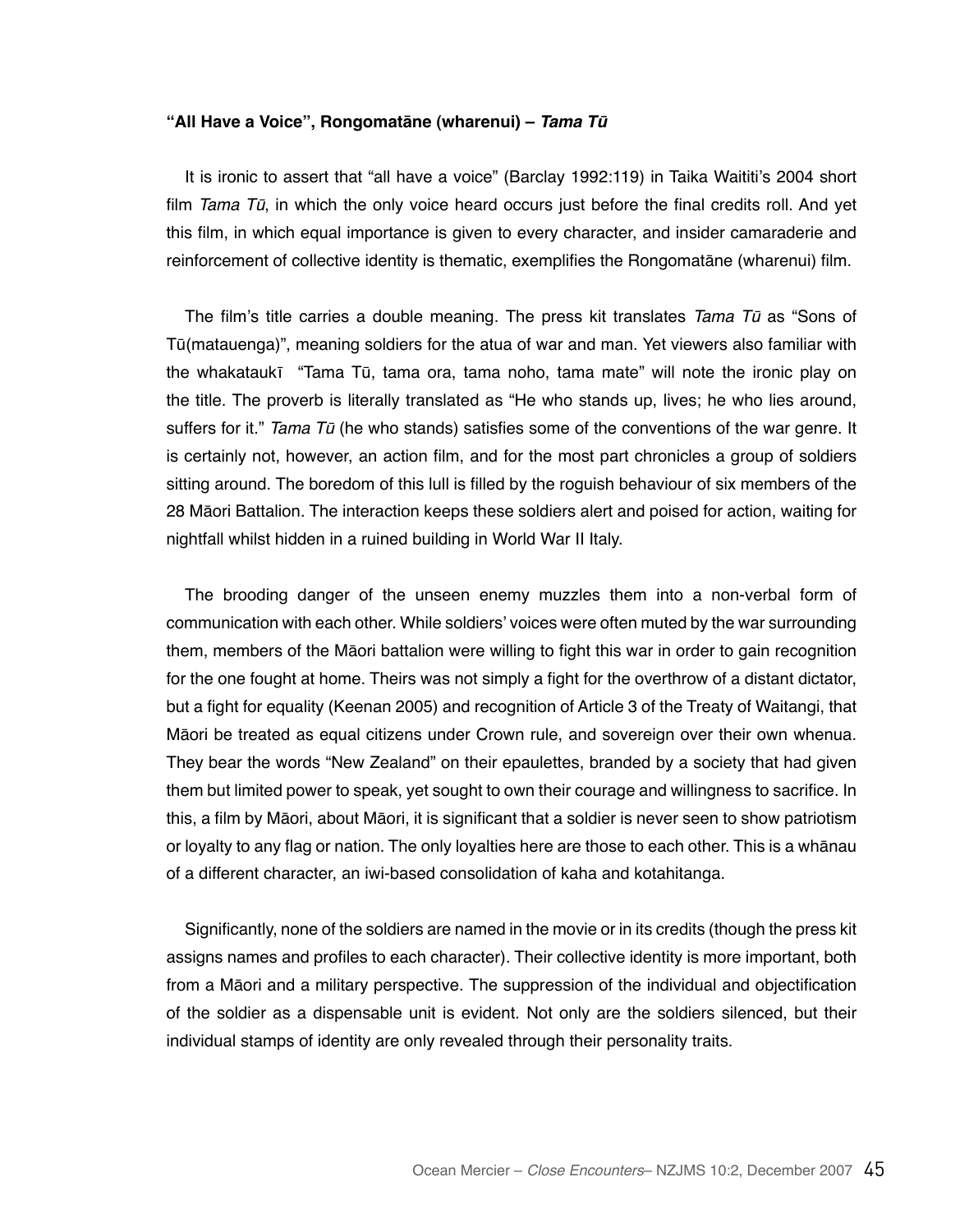**"All Have a Voice", Rongomatāne (wharenui) – *Tama Tū***

It is ironic to assert that "all have a voice" (Barclay 1992:119) in Taika Waititi's 2004 short film *Tama Tū*, in which the only voice heard occurs just before the final credits roll. And yet this film, in which equal importance is given to every character, and insider camaraderie and reinforcement of collective identity is thematic, exemplifies the Rongomatāne (wharenui) film.

The film's title carries a double meaning. The press kit translates *Tama Tū* as "Sons of Tū(matauenga)", meaning soldiers for the atua of war and man. Yet viewers also familiar with the whakataukī "Tama Tū, tama ora, tama noho, tama mate" will note the ironic play on the title. The proverb is literally translated as "He who stands up, lives; he who lies around, suffers for it." *Tama Tū* (he who stands) satisfies some of the conventions of the war genre. It is certainly not, however, an action film, and for the most part chronicles a group of soldiers sitting around. The boredom of this lull is filled by the roguish behaviour of six members of the 28 Māori Battalion. The interaction keeps these soldiers alert and poised for action, waiting for nightfall whilst hidden in a ruined building in World War II Italy.

The brooding danger of the unseen enemy muzzles them into a non-verbal form of communication with each other. While soldiers' voices were often muted by the war surrounding them, members of the Māori battalion were willing to fight this war in order to gain recognition for the one fought at home. Theirs was not simply a fight for the overthrow of a distant dictator, but a fight for equality (Keenan 2005) and recognition of Article 3 of the Treaty of Waitangi, that Māori be treated as equal citizens under Crown rule, and sovereign over their own whenua. They bear the words "New Zealand" on their epaulettes, branded by a society that had given them but limited power to speak, yet sought to own their courage and willingness to sacrifice. In this, a film by Māori, about Māori, it is significant that a soldier is never seen to show patriotism or loyalty to any flag or nation. The only loyalties here are those to each other. This is a whānau of a different character, an iwi-based consolidation of kaha and kotahitanga.

Significantly, none of the soldiers are named in the movie or in its credits (though the press kit assigns names and profiles to each character). Their collective identity is more important, both from a Māori and a military perspective. The suppression of the individual and objectification of the soldier as a dispensable unit is evident. Not only are the soldiers silenced, but their individual stamps of identity are only revealed through their personality traits.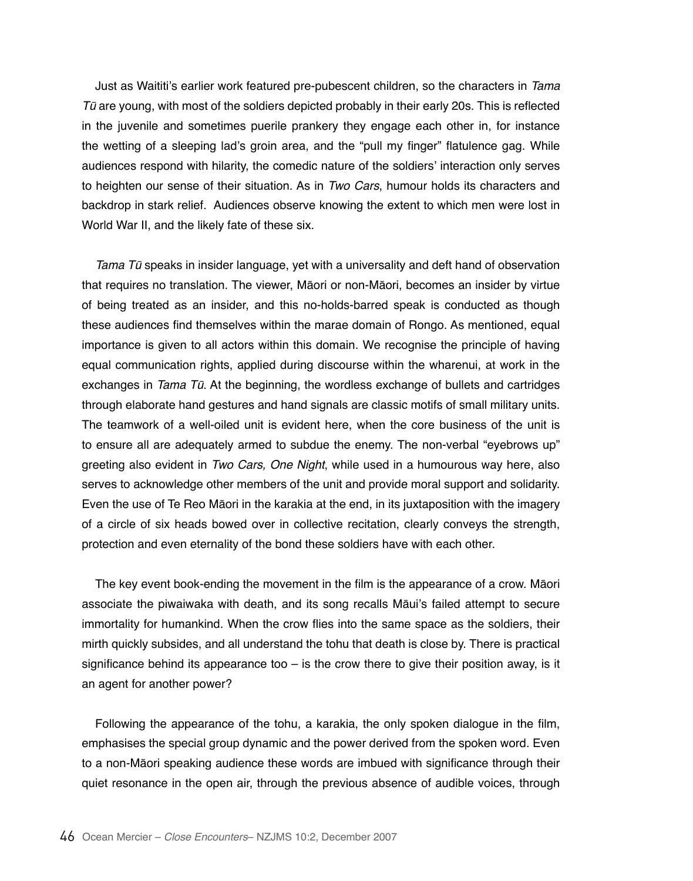Just as Waititi's earlier work featured pre-pubescent children, so the characters in *Tama Tū* are young, with most of the soldiers depicted probably in their early 20s. This is reflected in the juvenile and sometimes puerile prankery they engage each other in, for instance the wetting of a sleeping lad's groin area, and the "pull my finger" flatulence gag. While audiences respond with hilarity, the comedic nature of the soldiers' interaction only serves to heighten our sense of their situation. As in *Two Cars*, humour holds its characters and backdrop in stark relief. Audiences observe knowing the extent to which men were lost in World War II, and the likely fate of these six.

*Tama Tū* speaks in insider language, yet with a universality and deft hand of observation that requires no translation. The viewer, Māori or non-Māori, becomes an insider by virtue of being treated as an insider, and this no-holds-barred speak is conducted as though these audiences find themselves within the marae domain of Rongo. As mentioned, equal importance is given to all actors within this domain. We recognise the principle of having equal communication rights, applied during discourse within the wharenui, at work in the exchanges in *Tama Tū*. At the beginning, the wordless exchange of bullets and cartridges through elaborate hand gestures and hand signals are classic motifs of small military units. The teamwork of a well-oiled unit is evident here, when the core business of the unit is to ensure all are adequately armed to subdue the enemy. The non-verbal "eyebrows up" greeting also evident in *Two Cars, One Night*, while used in a humourous way here, also serves to acknowledge other members of the unit and provide moral support and solidarity. Even the use of Te Reo Māori in the karakia at the end, in its juxtaposition with the imagery of a circle of six heads bowed over in collective recitation, clearly conveys the strength, protection and even eternality of the bond these soldiers have with each other.

The key event book-ending the movement in the film is the appearance of a crow. Māori associate the piwaiwaka with death, and its song recalls Māui's failed attempt to secure immortality for humankind. When the crow flies into the same space as the soldiers, their mirth quickly subsides, and all understand the tohu that death is close by. There is practical significance behind its appearance too – is the crow there to give their position away, is it an agent for another power?

Following the appearance of the tohu, a karakia, the only spoken dialogue in the film, emphasises the special group dynamic and the power derived from the spoken word. Even to a non-Māori speaking audience these words are imbued with significance through their quiet resonance in the open air, through the previous absence of audible voices, through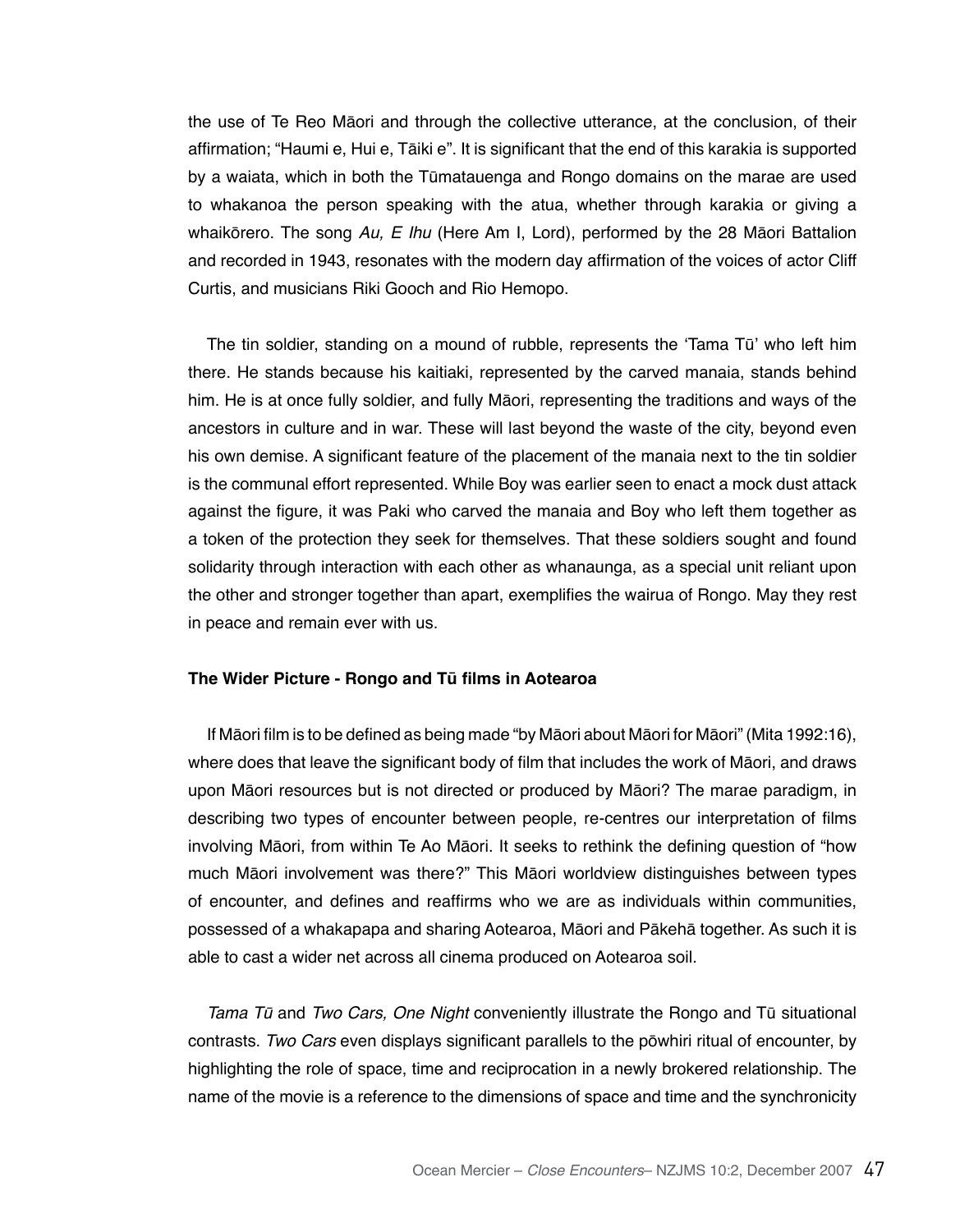the use of Te Reo Māori and through the collective utterance, at the conclusion, of their affirmation; "Haumi e, Hui e, Tāiki e". It is significant that the end of this karakia is supported by a waiata, which in both the Tūmatauenga and Rongo domains on the marae are used to whakanoa the person speaking with the atua, whether through karakia or giving a whaikōrero. The song *Au, E Ihu* (Here Am I, Lord), performed by the 28 Māori Battalion and recorded in 1943, resonates with the modern day affirmation of the voices of actor Cliff Curtis, and musicians Riki Gooch and Rio Hemopo.

The tin soldier, standing on a mound of rubble, represents the 'Tama Tū' who left him there. He stands because his kaitiaki, represented by the carved manaia, stands behind him. He is at once fully soldier, and fully Māori, representing the traditions and ways of the ancestors in culture and in war. These will last beyond the waste of the city, beyond even his own demise. A significant feature of the placement of the manaia next to the tin soldier is the communal effort represented. While Boy was earlier seen to enact a mock dust attack against the figure, it was Paki who carved the manaia and Boy who left them together as a token of the protection they seek for themselves. That these soldiers sought and found solidarity through interaction with each other as whanaunga, as a special unit reliant upon the other and stronger together than apart, exemplifies the wairua of Rongo. May they rest in peace and remain ever with us.

### The Wider Picture - Rongo and Tū films in Aotearoa

If Māori film is to be defined as being made "by Māori about Māori for Māori" (Mita 1992:16), where does that leave the significant body of film that includes the work of Māori, and draws upon Māori resources but is not directed or produced by Māori? The marae paradigm, in describing two types of encounter between people, re-centres our interpretation of films involving Māori, from within Te Ao Māori. It seeks to rethink the defining question of "how much Māori involvement was there?" This Māori worldview distinguishes between types of encounter, and defines and reaffirms who we are as individuals within communities, possessed of a whakapapa and sharing Aotearoa, Māori and Pākehā together. As such it is able to cast a wider net across all cinema produced on Aotearoa soil.

*Tama Tū* and *Two Cars, One Night* conveniently illustrate the Rongo and Tū situational contrasts. *Two Cars* even displays significant parallels to the pōwhiri ritual of encounter, by highlighting the role of space, time and reciprocation in a newly brokered relationship. The name of the movie is a reference to the dimensions of space and time and the synchronicity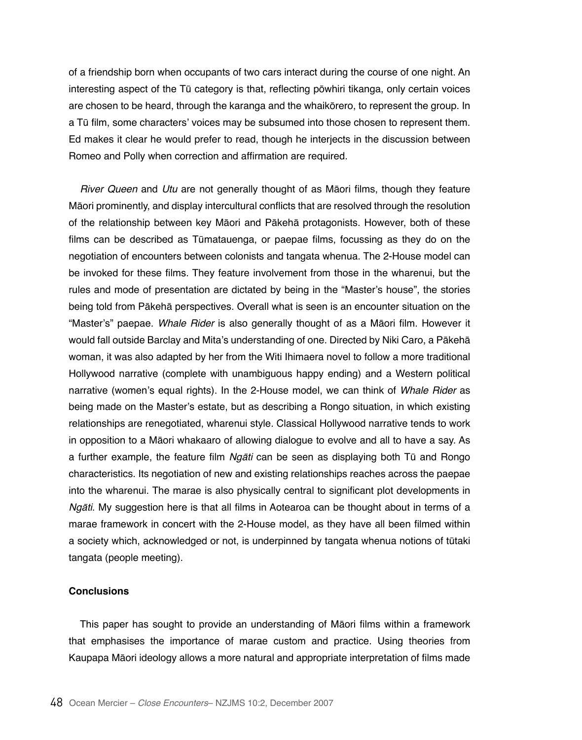of a friendship born when occupants of two cars interact during the course of one night. An interesting aspect of the Tū category is that, reflecting pōwhiri tikanga, only certain voices are chosen to be heard, through the karanga and the whaikōrero, to represent the group. In a Tū film, some characters' voices may be subsumed into those chosen to represent them. Ed makes it clear he would prefer to read, though he interjects in the discussion between Romeo and Polly when correction and affirmation are required.

*River Queen* and *Utu* are not generally thought of as Māori films, though they feature Māori prominently, and display intercultural conflicts that are resolved through the resolution of the relationship between key Māori and Pākehā protagonists. However, both of these films can be described as Tūmatauenga, or paepae films, focussing as they do on the negotiation of encounters between colonists and tangata whenua. The 2-House model can be invoked for these films. They feature involvement from those in the wharenui, but the rules and mode of presentation are dictated by being in the "Master's house", the stories being told from Pākehā perspectives. Overall what is seen is an encounter situation on the "Master's" paepae. *Whale Rider* is also generally thought of as a Māori film. However it would fall outside Barclay and Mita's understanding of one. Directed by Niki Caro, a Pākehā woman, it was also adapted by her from the Witi Ihimaera novel to follow a more traditional Hollywood narrative (complete with unambiguous happy ending) and a Western political narrative (women's equal rights). In the 2-House model, we can think of *Whale Rider* as being made on the Master's estate, but as describing a Rongo situation, in which existing relationships are renegotiated, wharenui style. Classical Hollywood narrative tends to work in opposition to a Māori whakaaro of allowing dialogue to evolve and all to have a say. As a further example, the feature film *Ngāti* can be seen as displaying both Tū and Rongo characteristics. Its negotiation of new and existing relationships reaches across the paepae into the wharenui. The marae is also physically central to significant plot developments in *Ngāti*. My suggestion here is that all films in Aotearoa can be thought about in terms of a marae framework in concert with the 2-House model, as they have all been filmed within a society which, acknowledged or not, is underpinned by tangata whenua notions of tūtaki tangata (people meeting).

**Conclusions**

This paper has sought to provide an understanding of Māori films within a framework that emphasises the importance of marae custom and practice. Using theories from Kaupapa Māori ideology allows a more natural and appropriate interpretation of films made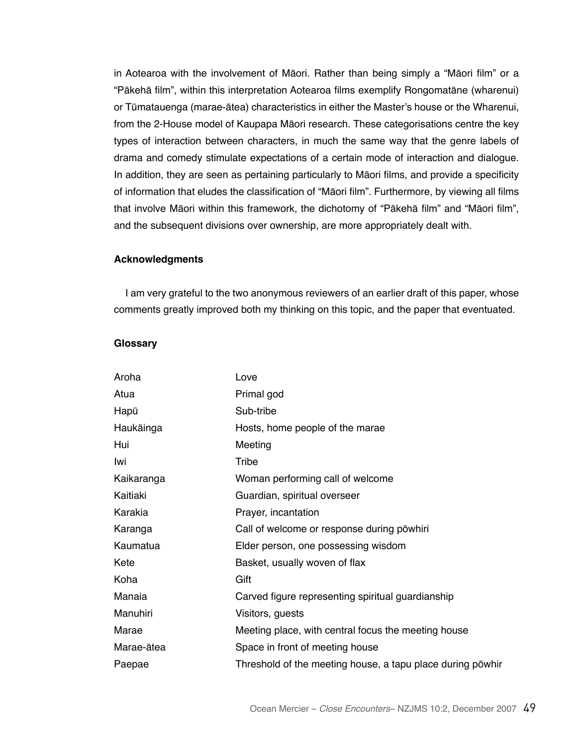in Aotearoa with the involvement of Māori. Rather than being simply a "Māori film" or a "Pākehā film", within this interpretation Aotearoa films exemplify Rongomatāne (wharenui) or Tūmatauenga (marae-ātea) characteristics in either the Master's house or the Wharenui, from the 2-House model of Kaupapa Māori research. These categorisations centre the key types of interaction between characters, in much the same way that the genre labels of drama and comedy stimulate expectations of a certain mode of interaction and dialogue. In addition, they are seen as pertaining particularly to Māori films, and provide a specificity of information that eludes the classification of "Māori film". Furthermore, by viewing all films that involve Māori within this framework, the dichotomy of "Pākehā film" and "Māori film", and the subsequent divisions over ownership, are more appropriately dealt with.

**Acknowledgments**

I am very grateful to the two anonymous reviewers of an earlier draft of this paper, whose comments greatly improved both my thinking on this topic, and the paper that eventuated.

**Glossary**

| | |
|---|---|
| Aroha | Love |
| Atua | Primal god |
| Hapū | Sub-tribe |
| Haukāinga | Hosts, home people of the marae |
| Hui | Meeting |
| Iwi | Tribe |
| Kaikaranga | Woman performing call of welcome |
| Kaitiaki | Guardian, spiritual overseer |
| Karakia | Prayer, incantation |
| Karanga | Call of welcome or response during pōwhiri |
| Kaumatua | Elder person, one possessing wisdom |
| Kete | Basket, usually woven of flax |
| Koha | Gift |
| Manaia | Carved figure representing spiritual guardianship |
| Manuhiri | Visitors, guests |
| Marae | Meeting place, with central focus the meeting house |
| Marae-ātea | Space in front of meeting house |
| Paepae | Threshold of the meeting house, a tapu place during pōwhir |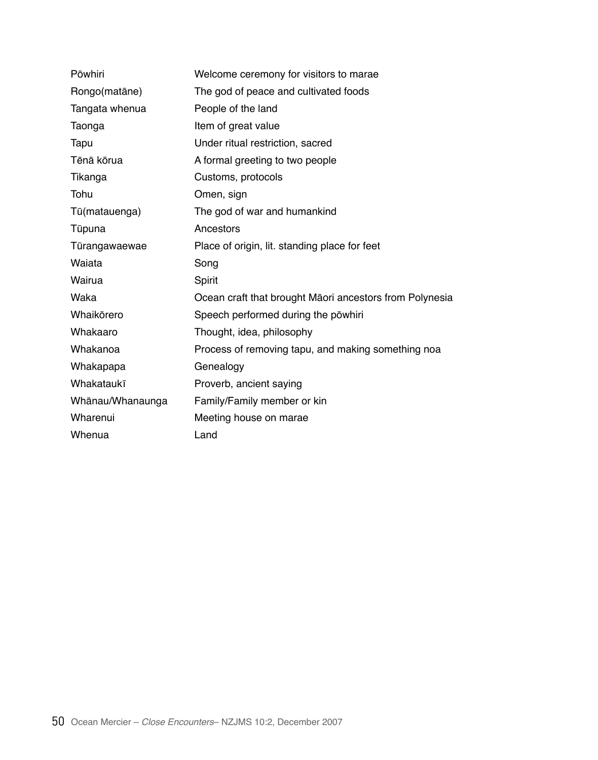| | |
|---|---|
| Pōwhiri | Welcome ceremony for visitors to marae |
| Rongo(matāne) | The god of peace and cultivated foods |
| Tangata whenua | People of the land |
| Taonga | Item of great value |
| Tapu | Under ritual restriction, sacred |
| Tēnā kōrua | A formal greeting to two people |
| Tikanga | Customs, protocols |
| Tohu | Omen, sign |
| Tū(matauenga) | The god of war and humankind |
| Tūpuna | Ancestors |
| Tūrangawaewae | Place of origin, lit. standing place for feet |
| Waiata | Song |
| Wairua | Spirit |
| Waka | Ocean craft that brought Māori ancestors from Polynesia |
| Whaikōrero | Speech performed during the pōwhiri |
| Whakaaro | Thought, idea, philosophy |
| Whakanoa | Process of removing tapu, and making something noa |
| Whakapapa | Genealogy |
| Whakataukī | Proverb, ancient saying |
| Whānau/Whanaunga | Family/Family member or kin |
| Wharenui | Meeting house on marae |
| Whenua | Land |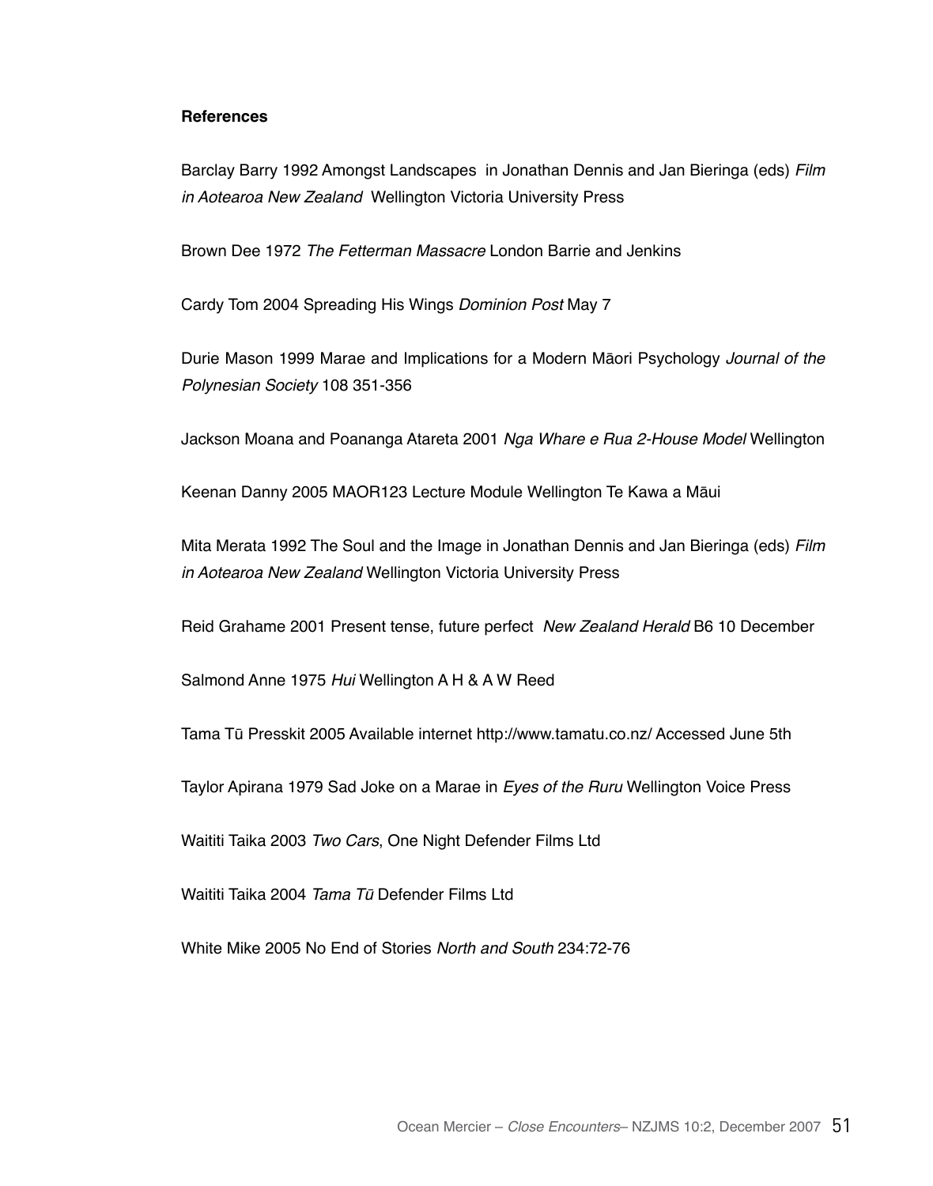**References**

Barclay Barry 1992 Amongst Landscapes in Jonathan Dennis and Jan Bieringa (eds) *Film in Aotearoa New Zealand* Wellington Victoria University Press

Brown Dee 1972 *The Fetterman Massacre* London Barrie and Jenkins

Cardy Tom 2004 Spreading His Wings *Dominion Post* May 7

Durie Mason 1999 Marae and Implications for a Modern Māori Psychology *Journal of the Polynesian Society* 108 351-356

Jackson Moana and Poananga Atareta 2001 *Nga Whare e Rua 2-House Model* Wellington

Keenan Danny 2005 MAOR123 Lecture Module Wellington Te Kawa a Māui

Mita Merata 1992 The Soul and the Image in Jonathan Dennis and Jan Bieringa (eds) *Film in Aotearoa New Zealand* Wellington Victoria University Press

Reid Grahame 2001 Present tense, future perfect *New Zealand Herald* B6 10 December

Salmond Anne 1975 *Hui* Wellington A H & A W Reed

Tama Tū Presskit 2005 Available internet http://www.tamatu.co.nz/ Accessed June 5th

Taylor Apirana 1979 Sad Joke on a Marae in *Eyes of the Ruru* Wellington Voice Press

Waititi Taika 2003 *Two Cars*, One Night Defender Films Ltd

Waititi Taika 2004 *Tama Tū* Defender Films Ltd

White Mike 2005 No End of Stories *North and South* 234:72-76